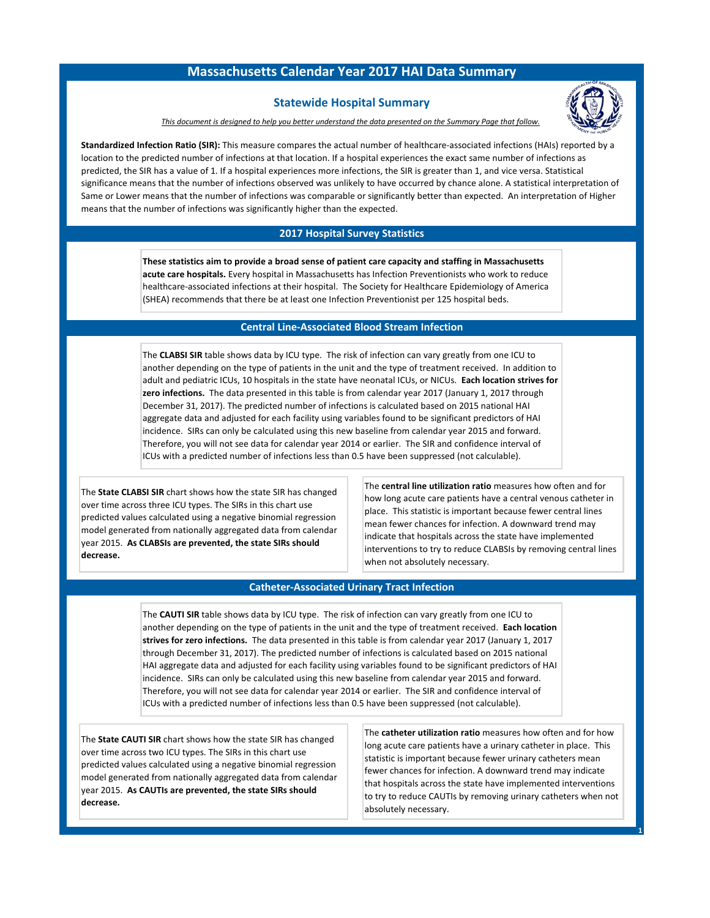# Massachusetts Calendar Year 2017 HAI Data Summary

## Statewide Hospital Summary

*This document is designed to help you better understand the data presented on the Summary Page that follow.*

**Standardized Infection Ratio (SIR):** This measure compares the actual number of healthcare-associated infections (HAIs) reported by a location to the predicted number of infections at that location. If a hospital experiences the exact same number of infections as predicted, the SIR has a value of 1. If a hospital experiences more infections, the SIR is greater than 1, and vice versa. Statistical significance means that the number of infections observed was unlikely to have occurred by chance alone. A statistical interpretation of Same or Lower means that the number of infections was comparable or significantly better than expected. An interpretation of Higher means that the number of infections was significantly higher than the expected.

## 2017 Hospital Survey Statistics

**These statistics aim to provide a broad sense of patient care capacity and staffing in Massachusetts acute care hospitals.** Every hospital in Massachusetts has Infection Preventionists who work to reduce healthcare-associated infections at their hospital. The Society for Healthcare Epidemiology of America (SHEA) recommends that there be at least one Infection Preventionist per 125 hospital beds.

## Central Line-Associated Blood Stream Infection

The **CLABSI SIR** table shows data by ICU type. The risk of infection can vary greatly from one ICU to another depending on the type of patients in the unit and the type of treatment received. In addition to adult and pediatric ICUs, 10 hospitals in the state have neonatal ICUs, or NICUs. **Each location strives for zero infections.** The data presented in this table is from calendar year 2017 (January 1, 2017 through December 31, 2017). The predicted number of infections is calculated based on 2015 national HAI aggregate data and adjusted for each facility using variables found to be significant predictors of HAI incidence. SIRs can only be calculated using this new baseline from calendar year 2015 and forward. Therefore, you will not see data for calendar year 2014 or earlier. The SIR and confidence interval of ICUs with a predicted number of infections less than 0.5 have been suppressed (not calculable).

The **State CLABSI SIR** chart shows how the state SIR has changed over time across three ICU types. The SIRs in this chart use predicted values calculated using a negative binomial regression model generated from nationally aggregated data from calendar year 2015. **As CLABSIs are prevented, the state SIRs should decrease.**

The **central line utilization ratio** measures how often and for how long acute care patients have a central venous catheter in place. This statistic is important because fewer central lines mean fewer chances for infection. A downward trend may indicate that hospitals across the state have implemented interventions to try to reduce CLABSIs by removing central lines when not absolutely necessary.

## Catheter-Associated Urinary Tract Infection

The **CAUTI SIR** table shows data by ICU type. The risk of infection can vary greatly from one ICU to another depending on the type of patients in the unit and the type of treatment received. **Each location strives for zero infections.** The data presented in this table is from calendar year 2017 (January 1, 2017 through December 31, 2017). The predicted number of infections is calculated based on 2015 national HAI aggregate data and adjusted for each facility using variables found to be significant predictors of HAI incidence. SIRs can only be calculated using this new baseline from calendar year 2015 and forward. Therefore, you will not see data for calendar year 2014 or earlier. The SIR and confidence interval of ICUs with a predicted number of infections less than 0.5 have been suppressed (not calculable).

The **State CAUTI SIR** chart shows how the state SIR has changed over time across two ICU types. The SIRs in this chart use predicted values calculated using a negative binomial regression model generated from nationally aggregated data from calendar year 2015. **As CAUTIs are prevented, the state SIRs should decrease.**

The **catheter utilization ratio** measures how often and for how long acute care patients have a urinary catheter in place. This statistic is important because fewer urinary catheters mean fewer chances for infection. A downward trend may indicate that hospitals across the state have implemented interventions to try to reduce CAUTIs by removing urinary catheters when not absolutely necessary.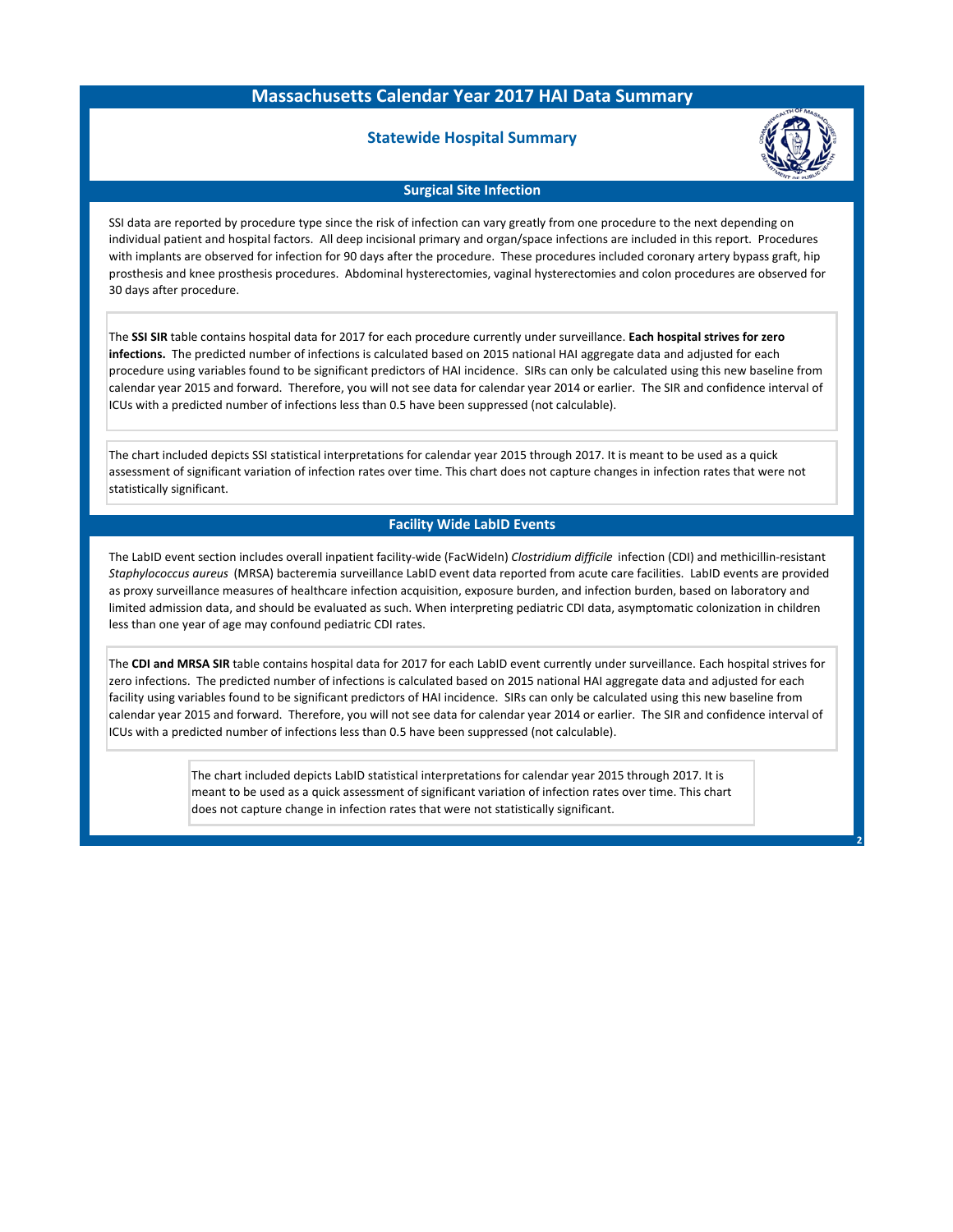# Massachusetts Calendar Year 2017 HAI Data Summary

## Statewide Hospital Summary

### Surgical Site Infection

SSI data are reported by procedure type since the risk of infection can vary greatly from one procedure to the next depending on individual patient and hospital factors. All deep incisional primary and organ/space infections are included in this report. Procedures with implants are observed for infection for 90 days after the procedure. These procedures included coronary artery bypass graft, hip prosthesis and knee prosthesis procedures. Abdominal hysterectomies, vaginal hysterectomies and colon procedures are observed for 30 days after procedure.

The **SSI SIR** table contains hospital data for 2017 for each procedure currently under surveillance. **Each hospital strives for zero infections.** The predicted number of infections is calculated based on 2015 national HAI aggregate data and adjusted for each procedure using variables found to be significant predictors of HAI incidence. SIRs can only be calculated using this new baseline from calendar year 2015 and forward. Therefore, you will not see data for calendar year 2014 or earlier. The SIR and confidence interval of ICUs with a predicted number of infections less than 0.5 have been suppressed (not calculable).

The chart included depicts SSI statistical interpretations for calendar year 2015 through 2017. It is meant to be used as a quick assessment of significant variation of infection rates over time. This chart does not capture changes in infection rates that were not statistically significant.

### Facility Wide LabID Events

The LabID event section includes overall inpatient facility-wide (FacWideIn) *Clostridium difficile* infection (CDI) and methicillin-resistant *Staphylococcus aureus* (MRSA) bacteremia surveillance LabID event data reported from acute care facilities. LabID events are provided as proxy surveillance measures of healthcare infection acquisition, exposure burden, and infection burden, based on laboratory and limited admission data, and should be evaluated as such. When interpreting pediatric CDI data, asymptomatic colonization in children less than one year of age may confound pediatric CDI rates.

The **CDI and MRSA SIR** table contains hospital data for 2017 for each LabID event currently under surveillance. Each hospital strives for zero infections. The predicted number of infections is calculated based on 2015 national HAI aggregate data and adjusted for each facility using variables found to be significant predictors of HAI incidence. SIRs can only be calculated using this new baseline from calendar year 2015 and forward. Therefore, you will not see data for calendar year 2014 or earlier. The SIR and confidence interval of ICUs with a predicted number of infections less than 0.5 have been suppressed (not calculable).

The chart included depicts LabID statistical interpretations for calendar year 2015 through 2017. It is meant to be used as a quick assessment of significant variation of infection rates over time. This chart does not capture change in infection rates that were not statistically significant.